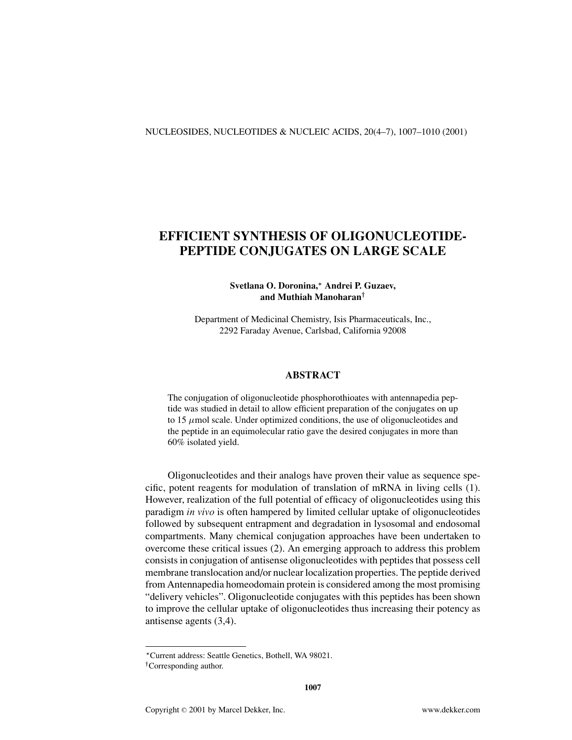# EFFICIENT SYNTHESIS OF OLIGONUCLEOTIDE-PEPTIDE CONJUGATES ON LARGE SCALE

**Svetlana O. Doronina,* Andrei P. Guzaev, and Muthiah Manoharan†**

Department of Medicinal Chemistry, Isis Pharmaceuticals, Inc., 2292 Faraday Avenue, Carlsbad, California 92008

## ABSTRACT

The conjugation of oligonucleotide phosphorothioates with antennapedia peptide was studied in detail to allow efficient preparation of the conjugates on up to 15 $\mu$mol scale. Under optimized conditions, the use of oligonucleotides and the peptide in an equimolecular ratio gave the desired conjugates in more than 60% isolated yield.

Oligonucleotides and their analogs have proven their value as sequence specific, potent reagents for modulation of translation of mRNA in living cells (1). However, realization of the full potential of efficacy of oligonucleotides using this paradigm *in vivo* is often hampered by limited cellular uptake of oligonucleotides followed by subsequent entrapment and degradation in lysosomal and endosomal compartments. Many chemical conjugation approaches have been undertaken to overcome these critical issues (2). An emerging approach to address this problem consists in conjugation of antisense oligonucleotides with peptides that possess cell membrane translocation and/or nuclear localization properties. The peptide derived from Antennapedia homeodomain protein is considered among the most promising "delivery vehicles". Oligonucleotide conjugates with this peptides has been shown to improve the cellular uptake of oligonucleotides thus increasing their potency as antisense agents (3,4).

---

*Current address: Seattle Genetics, Bothell, WA 98021.

†Corresponding author.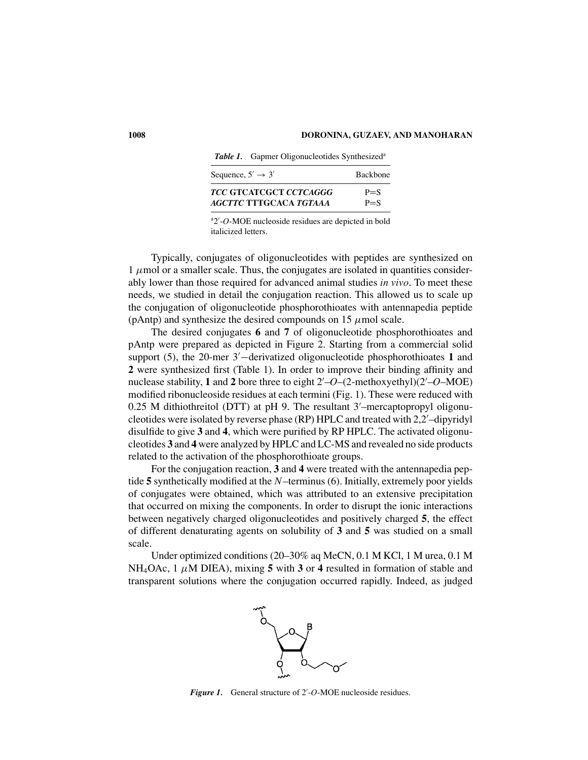*Table 1.* Gapmer Oligonucleotides Synthesized[a]

| Sequence, 5′ → 3′ | Backbone |
|---|---|
| ***TCC*** **GTCATCGCT** ***CCTCAGGG*** | P=S |
| ***AGCTTC*** **TTTGCACA** ***TGTAAA*** | P=S |

[a]2′-*O*-MOE nucleoside residues are depicted in bold italicized letters.

Typically, conjugates of oligonucleotides with peptides are synthesized on 1 $\mu$mol or a smaller scale. Thus, the conjugates are isolated in quantities considerably lower than those required for advanced animal studies *in vivo*. To meet these needs, we studied in detail the conjugation reaction. This allowed us to scale up the conjugation of oligonucleotide phosphorothioates with antennapedia peptide (pAntp) and synthesize the desired compounds on 15 $\mu$mol scale.

The desired conjugates **6** and **7** of oligonucleotide phosphorothioates and pAntp were prepared as depicted in Figure 2. Starting from a commercial solid support (5), the 20-mer 3′−derivatized oligonucleotide phosphorothioates **1** and **2** were synthesized first (Table 1). In order to improve their binding affinity and nuclease stability, **1** and **2** bore three to eight 2′–*O*–(2-methoxyethyl)(2′–*O*–MOE) modified ribonucleoside residues at each termini (Fig. 1). These were reduced with 0.25 M dithiothreitol (DTT) at pH 9. The resultant 3′–mercaptopropyl oligonucleotides were isolated by reverse phase (RP) HPLC and treated with 2,2′–dipyridyl disulfide to give **3** and **4**, which were purified by RP HPLC. The activated oligonucleotides **3** and **4** were analyzed by HPLC and LC-MS and revealed no side products related to the activation of the phosphorothioate groups.

For the conjugation reaction, **3** and **4** were treated with the antennapedia peptide **5** synthetically modified at the *N*–terminus (6). Initially, extremely poor yields of conjugates were obtained, which was attributed to an extensive precipitation that occurred on mixing the components. In order to disrupt the ionic interactions between negatively charged oligonucleotides and positively charged **5**, the effect of different denaturating agents on solubility of **3** and **5** was studied on a small scale.

Under optimized conditions (20–30% aq MeCN, 0.1 M KCl, 1 M urea, 0.1 M $NH_4OAc$, 1 $\mu$M DIEA), mixing **5** with **3** or **4** resulted in formation of stable and transparent solutions where the conjugation occurred rapidly. Indeed, as judged

*Figure 1.* General structure of 2′-*O*-MOE nucleoside residues.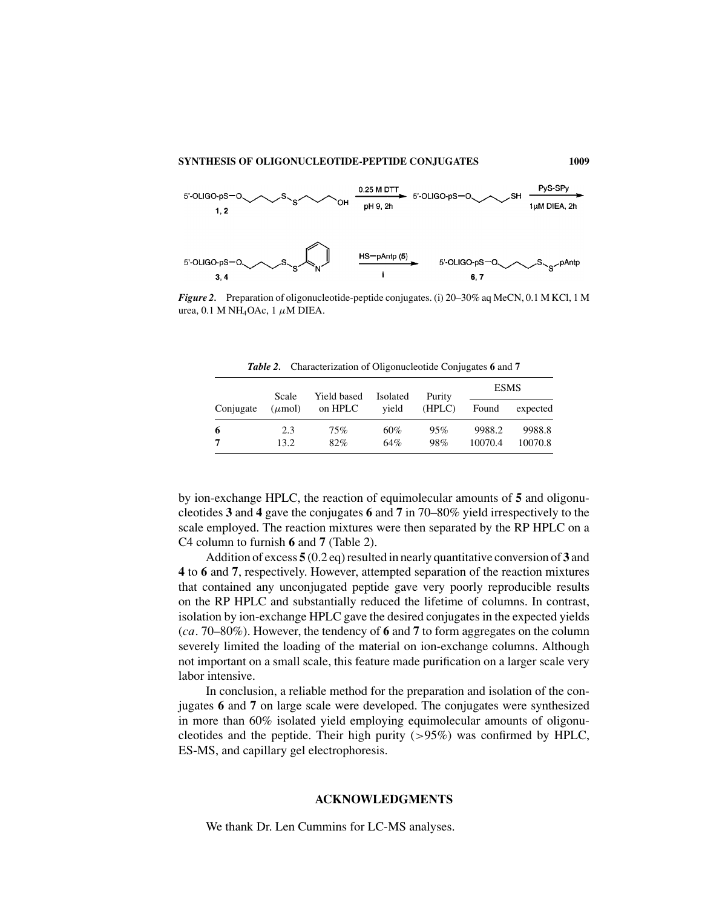*Figure 2.* Preparation of oligonucleotide-peptide conjugates. (i) 20–30% aq MeCN, 0.1 M KCl, 1 M urea, 0.1 M $NH_4OAc$, 1 $\mu$M DIEA.

*Table 2.* Characterization of Oligonucleotide Conjugates **6** and **7**

| Conjugate | Scale ($\mu$mol) | Yield based on HPLC | Isolated yield | Purity (HPLC) | ESMS | |
|---|---|---|---|---|---|---|
| | | | | | Found | expected |
| **6** | 2.3 | 75% | 60% | 95% | 9988.2 | 9988.8 |
| **7** | 13.2 | 82% | 64% | 98% | 10070.4 | 10070.8 |

by ion-exchange HPLC, the reaction of equimolecular amounts of **5** and oligonucleotides **3** and **4** gave the conjugates **6** and **7** in 70–80% yield irrespectively to the scale employed. The reaction mixtures were then separated by the RP HPLC on a C4 column to furnish **6** and **7** (Table 2).

Addition of excess **5** (0.2 eq) resulted in nearly quantitative conversion of **3** and **4** to **6** and **7**, respectively. However, attempted separation of the reaction mixtures that contained any unconjugated peptide gave very poorly reproducible results on the RP HPLC and substantially reduced the lifetime of columns. In contrast, isolation by ion-exchange HPLC gave the desired conjugates in the expected yields (*ca*. 70–80%). However, the tendency of **6** and **7** to form aggregates on the column severely limited the loading of the material on ion-exchange columns. Although not important on a small scale, this feature made purification on a larger scale very labor intensive.

In conclusion, a reliable method for the preparation and isolation of the conjugates **6** and **7** on large scale were developed. The conjugates were synthesized in more than 60% isolated yield employing equimolecular amounts of oligonucleotides and the peptide. Their high purity (>95%) was confirmed by HPLC, ES-MS, and capillary gel electrophoresis.

## ACKNOWLEDGMENTS

We thank Dr. Len Cummins for LC-MS analyses.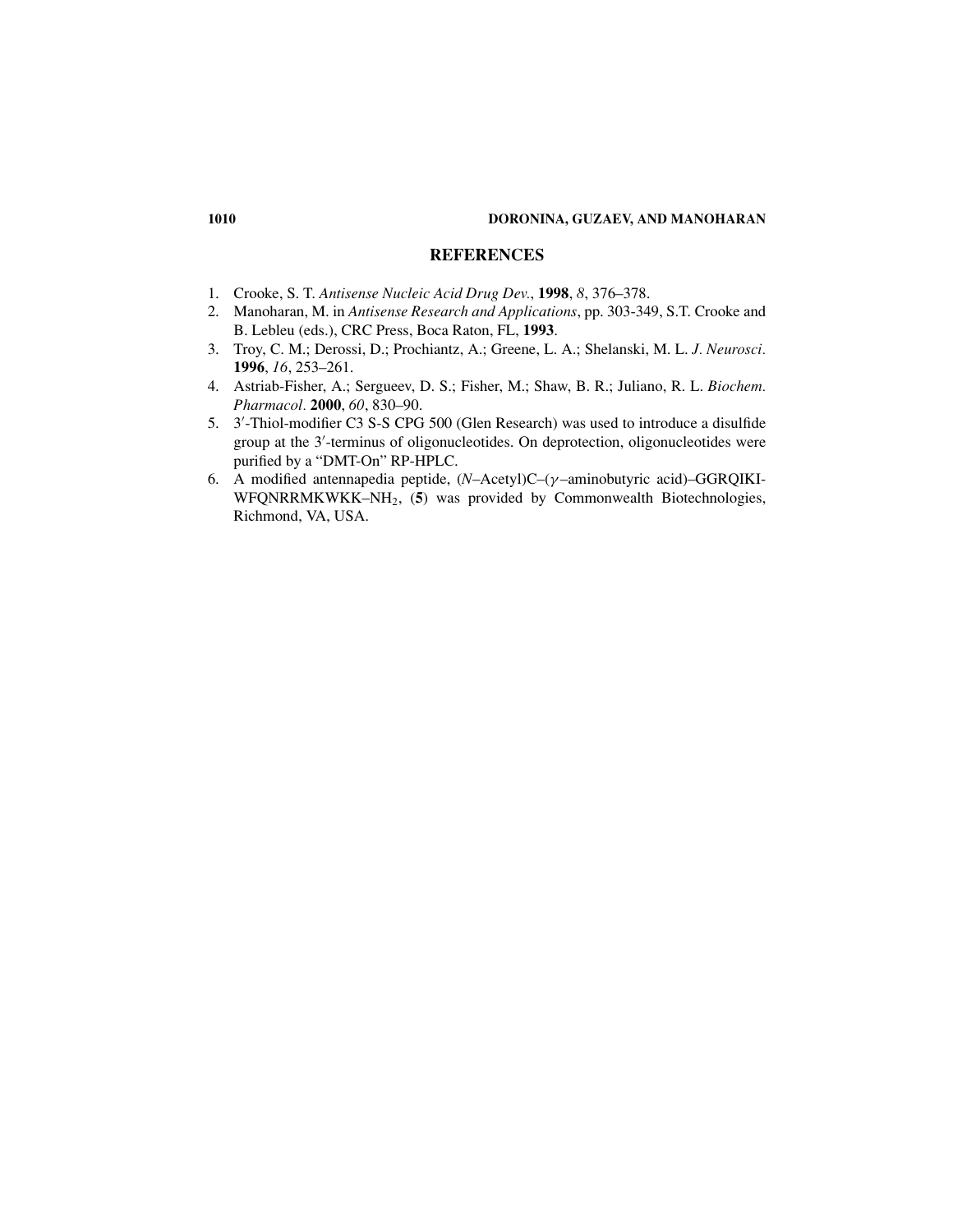## REFERENCES

1. Crooke, S. T. *Antisense Nucleic Acid Drug Dev.*, **1998**, *8*, 376–378.
2. Manoharan, M. in *Antisense Research and Applications*, pp. 303-349, S.T. Crooke and B. Lebleu (eds.), CRC Press, Boca Raton, FL, **1993**.
3. Troy, C. M.; Derossi, D.; Prochiantz, A.; Greene, L. A.; Shelanski, M. L. *J. Neurosci.* **1996**, *16*, 253–261.
4. Astriab-Fisher, A.; Sergueev, D. S.; Fisher, M.; Shaw, B. R.; Juliano, R. L. *Biochem. Pharmacol.* **2000**, *60*, 830–90.
5. 3′-Thiol-modifier C3 S-S CPG 500 (Glen Research) was used to introduce a disulfide group at the 3′-terminus of oligonucleotides. On deprotection, oligonucleotides were purified by a "DMT-On" RP-HPLC.
6. A modified antennapedia peptide, (*N*–Acetyl)C–($\gamma$–aminobutyric acid)–GGRQIKI-WFQNRRMKWKK–$NH_2$, (**5**) was provided by Commonwealth Biotechnologies, Richmond, VA, USA.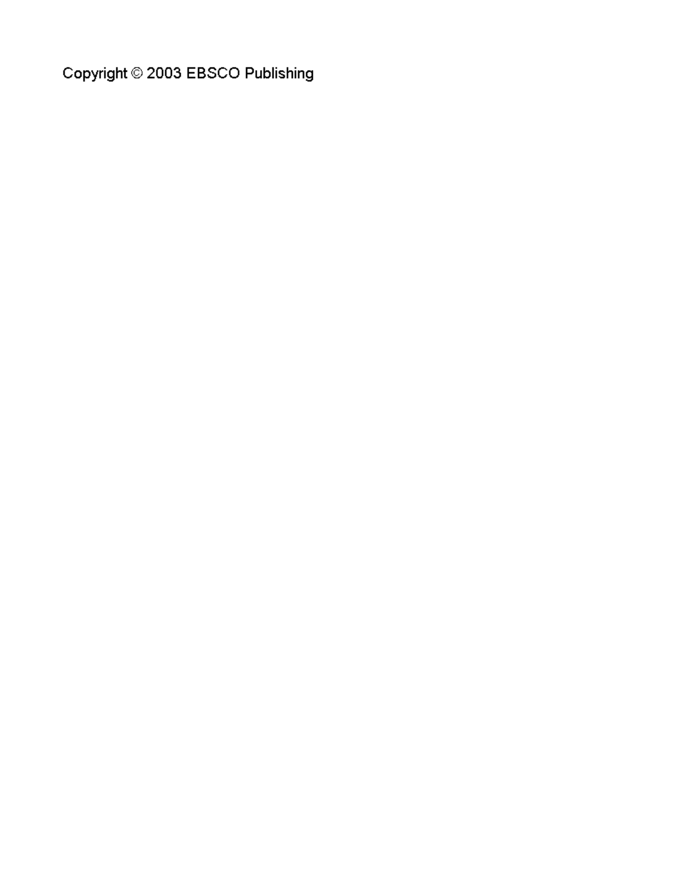Copyright © 2003 EBSCO Publishing